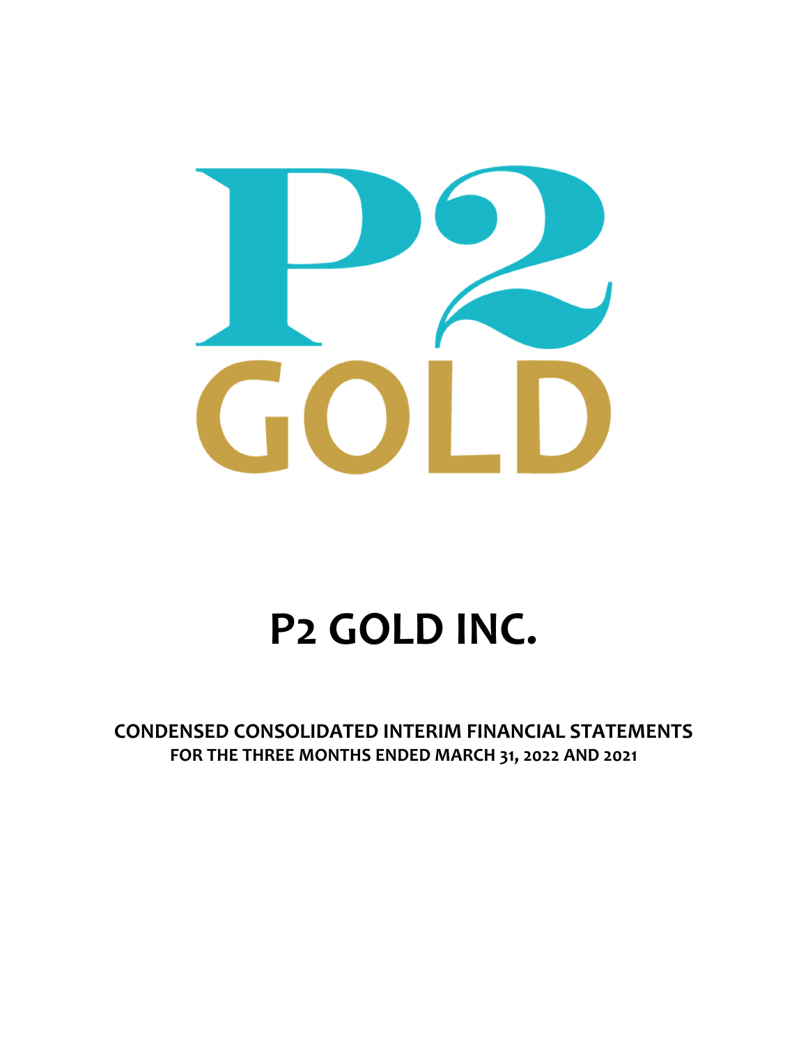# P2 GOLD INC.

**CONDENSED CONSOLIDATED INTERIM FINANCIAL STATEMENTS**
**FOR THE THREE MONTHS ENDED MARCH 31, 2022 AND 2021**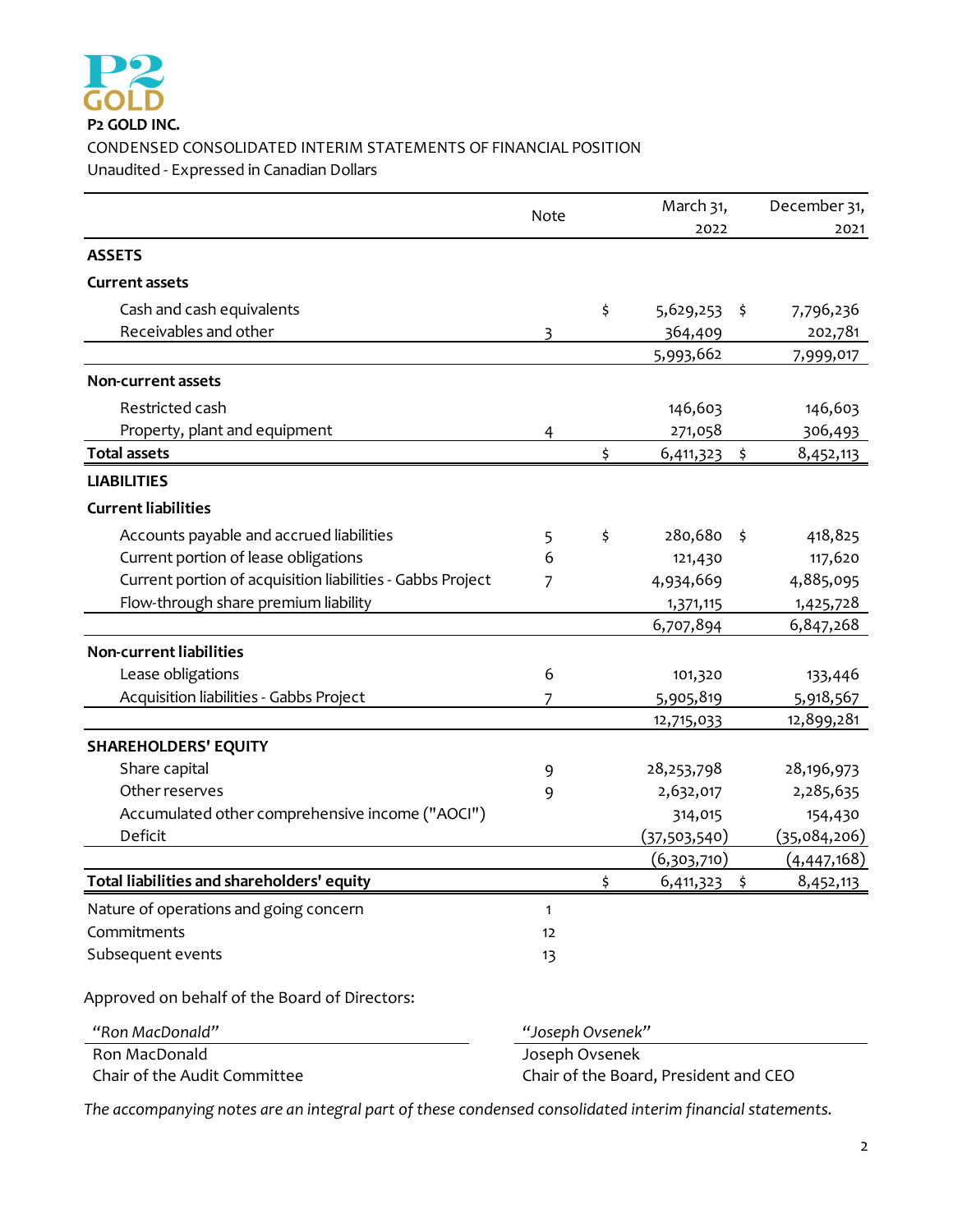**P2 GOLD INC.**

CONDENSED CONSOLIDATED INTERIM STATEMENTS OF FINANCIAL POSITION

Unaudited - Expressed in Canadian Dollars

| | Note | March 31, 2022 | December 31, 2021 |
|---|---|---|---|
| **ASSETS** | | | |
| **Current assets** | | | |
| Cash and cash equivalents | | $ 5,629,253 | $ 7,796,236 |
| Receivables and other | 3 | 364,409 | 202,781 |
| | | 5,993,662 | 7,999,017 |
| **Non-current assets** | | | |
| Restricted cash | | 146,603 | 146,603 |
| Property, plant and equipment | 4 | 271,058 | 306,493 |
| **Total assets** | | $ 6,411,323 | $ 8,452,113 |
| **LIABILITIES** | | | |
| **Current liabilities** | | | |
| Accounts payable and accrued liabilities | 5 | $ 280,680 | $ 418,825 |
| Current portion of lease obligations | 6 | 121,430 | 117,620 |
| Current portion of acquisition liabilities - Gabbs Project | 7 | 4,934,669 | 4,885,095 |
| Flow-through share premium liability | | 1,371,115 | 1,425,728 |
| | | 6,707,894 | 6,847,268 |
| **Non-current liabilities** | | | |
| Lease obligations | 6 | 101,320 | 133,446 |
| Acquisition liabilities - Gabbs Project | 7 | 5,905,819 | 5,918,567 |
| | | 12,715,033 | 12,899,281 |
| **SHAREHOLDERS' EQUITY** | | | |
| Share capital | 9 | 28,253,798 | 28,196,973 |
| Other reserves | 9 | 2,632,017 | 2,285,635 |
| Accumulated other comprehensive income ("AOCI") | | 314,015 | 154,430 |
| Deficit | | (37,503,540) | (35,084,206) |
| | | (6,303,710) | (4,447,168) |
| **Total liabilities and shareholders' equity** | | $ 6,411,323 | $ 8,452,113 |

| | Note |
|---|---|
| Nature of operations and going concern | 1 |
| Commitments | 12 |
| Subsequent events | 13 |

Approved on behalf of the Board of Directors:

| *"Ron MacDonald"* | *"Joseph Ovsenek"* |
|---|---|
| Ron MacDonald | Joseph Ovsenek |
| Chair of the Audit Committee | Chair of the Board, President and CEO |

*The accompanying notes are an integral part of these condensed consolidated interim financial statements.*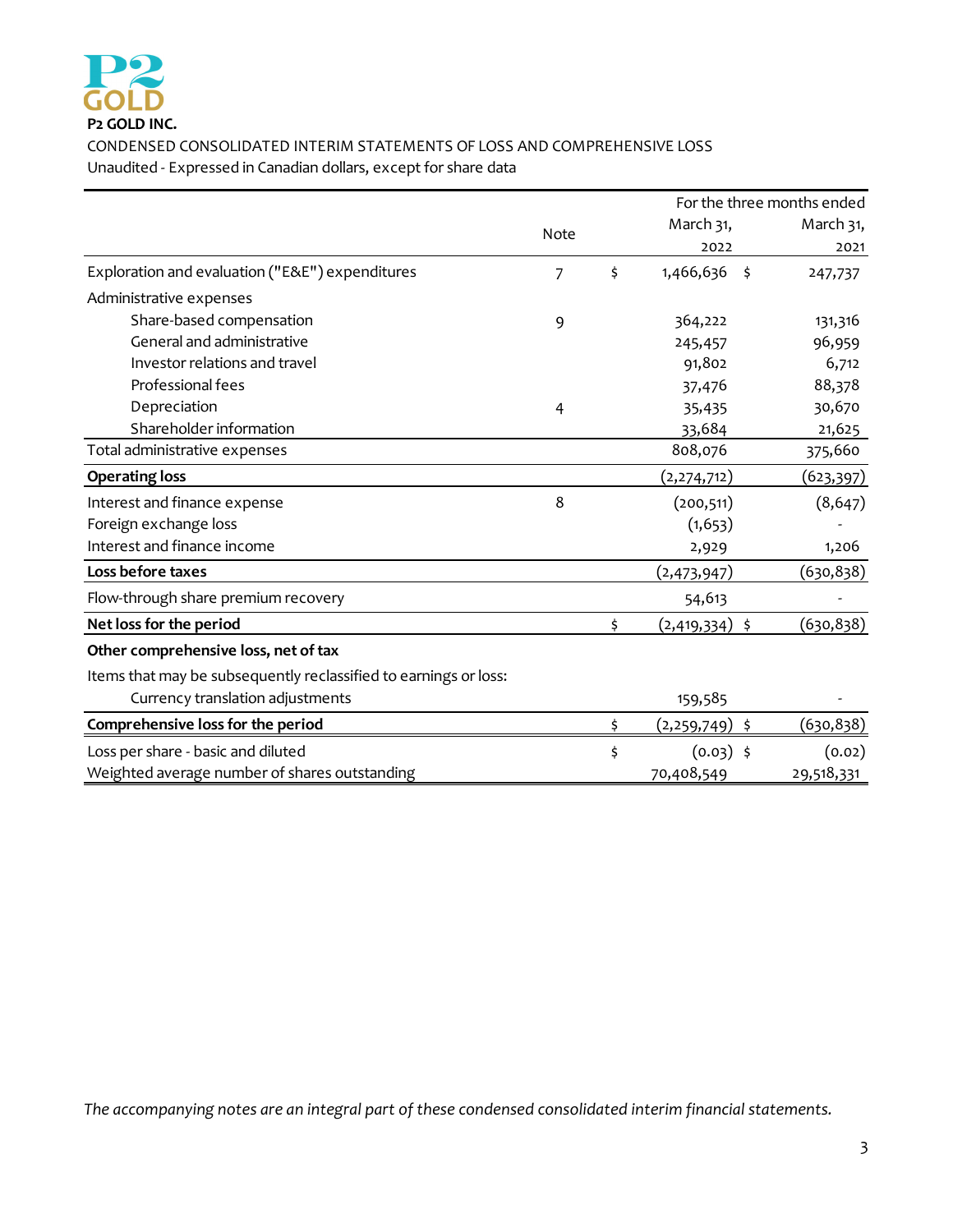**P2 GOLD INC.**

CONDENSED CONSOLIDATED INTERIM STATEMENTS OF LOSS AND COMPREHENSIVE LOSS

Unaudited - Expressed in Canadian dollars, except for share data

| | Note | For the three months ended March 31, 2022 | March 31, 2021 |
|---|---|---|---|
| Exploration and evaluation ("E&E") expenditures | 7 | $ 1,466,636 | $ 247,737 |
| Administrative expenses | | | |
| Share-based compensation | 9 | 364,222 | 131,316 |
| General and administrative | | 245,457 | 96,959 |
| Investor relations and travel | | 91,802 | 6,712 |
| Professional fees | | 37,476 | 88,378 |
| Depreciation | 4 | 35,435 | 30,670 |
| Shareholder information | | 33,684 | 21,625 |
| Total administrative expenses | | 808,076 | 375,660 |
| **Operating loss** | | (2,274,712) | (623,397) |
| Interest and finance expense | 8 | (200,511) | (8,647) |
| Foreign exchange loss | | (1,653) | - |
| Interest and finance income | | 2,929 | 1,206 |
| **Loss before taxes** | | (2,473,947) | (630,838) |
| Flow-through share premium recovery | | 54,613 | - |
| **Net loss for the period** | | $ (2,419,334) | $ (630,838) |
| **Other comprehensive loss, net of tax** | | | |
| Items that may be subsequently reclassified to earnings or loss: | | | |
| Currency translation adjustments | | 159,585 | - |
| **Comprehensive loss for the period** | | $ (2,259,749) | $ (630,838) |
| Loss per share - basic and diluted | | $ (0.03) | $ (0.02) |
| Weighted average number of shares outstanding | | 70,408,549 | 29,518,331 |

*The accompanying notes are an integral part of these condensed consolidated interim financial statements.*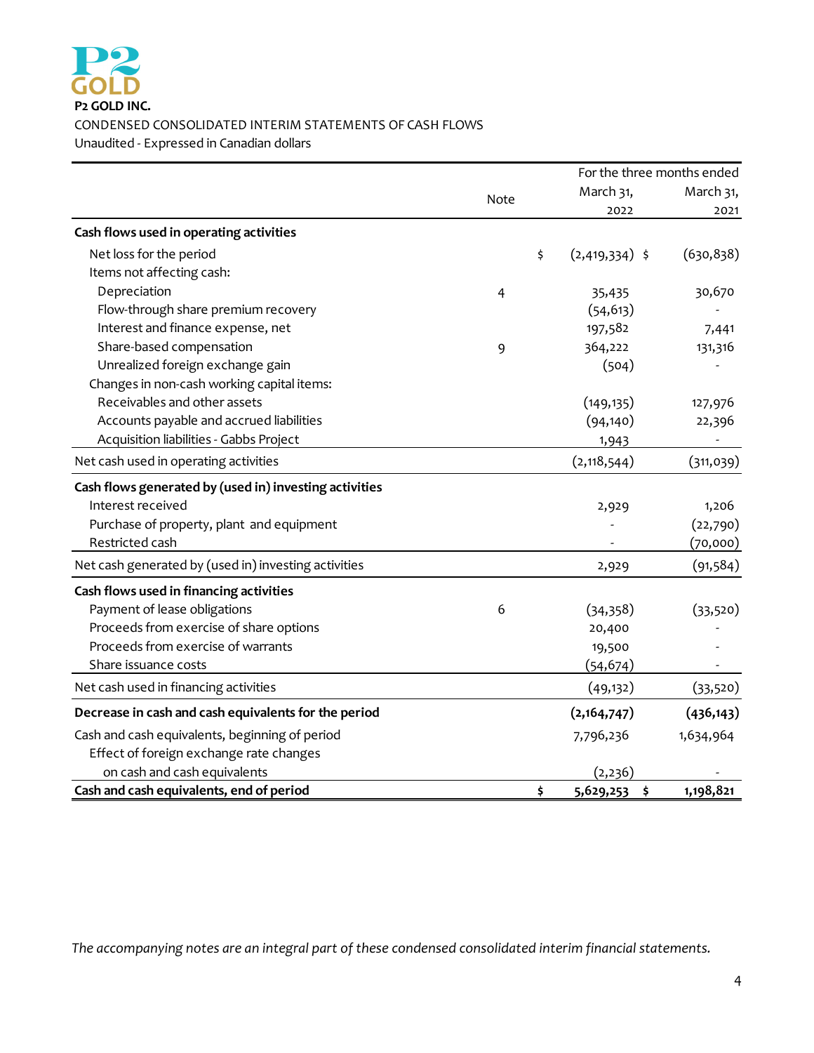**P2 GOLD INC.**

CONDENSED CONSOLIDATED INTERIM STATEMENTS OF CASH FLOWS

Unaudited - Expressed in Canadian dollars

| | Note | For the three months ended March 31, 2022 | March 31, 2021 |
|---|---|---|---|
| **Cash flows used in operating activities** | | | |
| Net loss for the period | | $ (2,419,334) | $ (630,838) |
| Items not affecting cash: | | | |
| Depreciation | 4 | 35,435 | 30,670 |
| Flow-through share premium recovery | | (54,613) | - |
| Interest and finance expense, net | | 197,582 | 7,441 |
| Share-based compensation | 9 | 364,222 | 131,316 |
| Unrealized foreign exchange gain | | (504) | - |
| Changes in non-cash working capital items: | | | |
| Receivables and other assets | | (149,135) | 127,976 |
| Accounts payable and accrued liabilities | | (94,140) | 22,396 |
| Acquisition liabilities - Gabbs Project | | 1,943 | - |
| Net cash used in operating activities | | (2,118,544) | (311,039) |
| **Cash flows generated by (used in) investing activities** | | | |
| Interest received | | 2,929 | 1,206 |
| Purchase of property, plant and equipment | | - | (22,790) |
| Restricted cash | | - | (70,000) |
| Net cash generated by (used in) investing activities | | 2,929 | (91,584) |
| **Cash flows used in financing activities** | | | |
| Payment of lease obligations | 6 | (34,358) | (33,520) |
| Proceeds from exercise of share options | | 20,400 | - |
| Proceeds from exercise of warrants | | 19,500 | - |
| Share issuance costs | | (54,674) | - |
| Net cash used in financing activities | | (49,132) | (33,520) |
| **Decrease in cash and cash equivalents for the period** | | **(2,164,747)** | **(436,143)** |
| Cash and cash equivalents, beginning of period | | 7,796,236 | 1,634,964 |
| Effect of foreign exchange rate changes on cash and cash equivalents | | (2,236) | - |
| **Cash and cash equivalents, end of period** | | **$ 5,629,253** | **$ 1,198,821** |

*The accompanying notes are an integral part of these condensed consolidated interim financial statements.*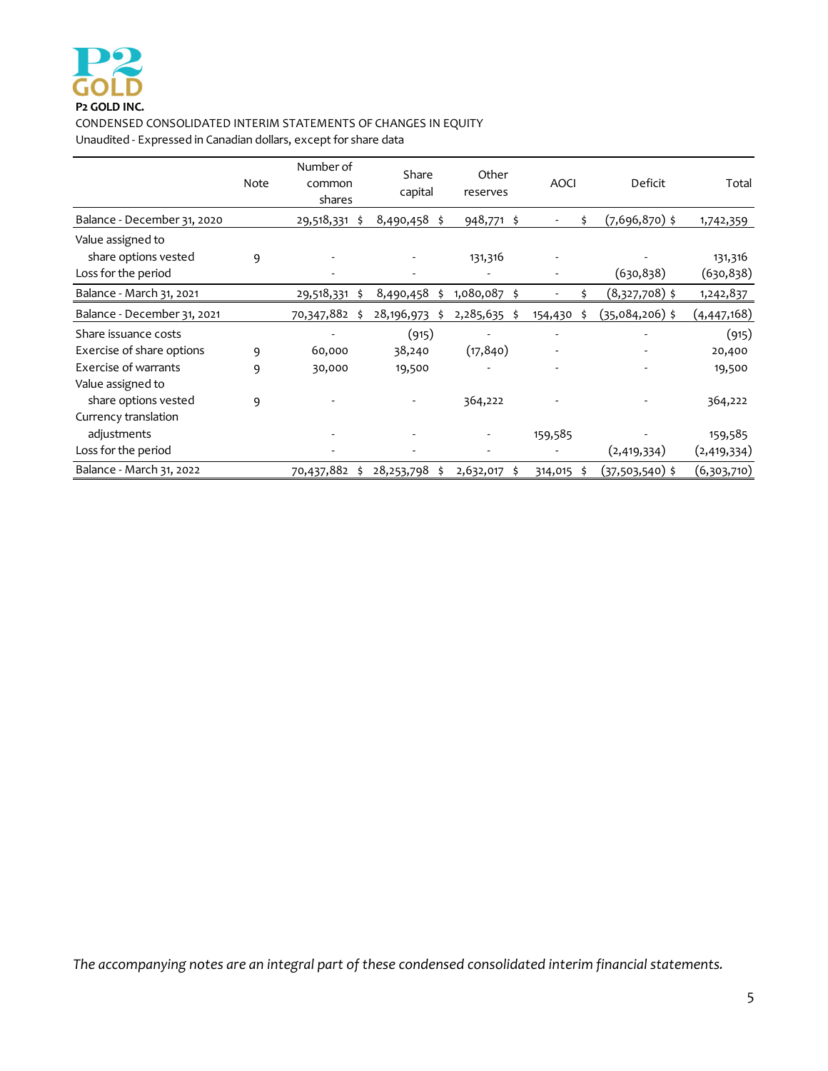**P2 GOLD INC.**

CONDENSED CONSOLIDATED INTERIM STATEMENTS OF CHANGES IN EQUITY

Unaudited - Expressed in Canadian dollars, except for share data

| | Note | Number of common shares | Share capital | Other reserves | AOCI | Deficit | Total |
|---|---|---|---|---|---|---|---|
| Balance - December 31, 2020 | | 29,518,331 | $ 8,490,458 | $ 948,771 | $ - | $ (7,696,870) | $ 1,742,359 |
| Value assigned to share options vested | 9 | - | - | 131,316 | - | - | 131,316 |
| Loss for the period | | - | - | - | - | (630,838) | (630,838) |
| Balance - March 31, 2021 | | 29,518,331 | $ 8,490,458 | $ 1,080,087 | $ - | $ (8,327,708) | $ 1,242,837 |
| Balance - December 31, 2021 | | 70,347,882 | $ 28,196,973 | $ 2,285,635 | $ 154,430 | $ (35,084,206) | $ (4,447,168) |
| Share issuance costs | | - | (915) | - | - | - | (915) |
| Exercise of share options | 9 | 60,000 | 38,240 | (17,840) | - | - | 20,400 |
| Exercise of warrants | 9 | 30,000 | 19,500 | - | - | - | 19,500 |
| Value assigned to share options vested | 9 | - | - | 364,222 | - | - | 364,222 |
| Currency translation adjustments | | - | - | - | 159,585 | - | 159,585 |
| Loss for the period | | - | - | - | - | (2,419,334) | (2,419,334) |
| Balance - March 31, 2022 | | 70,437,882 | $ 28,253,798 | $ 2,632,017 | $ 314,015 | $ (37,503,540) | $ (6,303,710) |

*The accompanying notes are an integral part of these condensed consolidated interim financial statements.*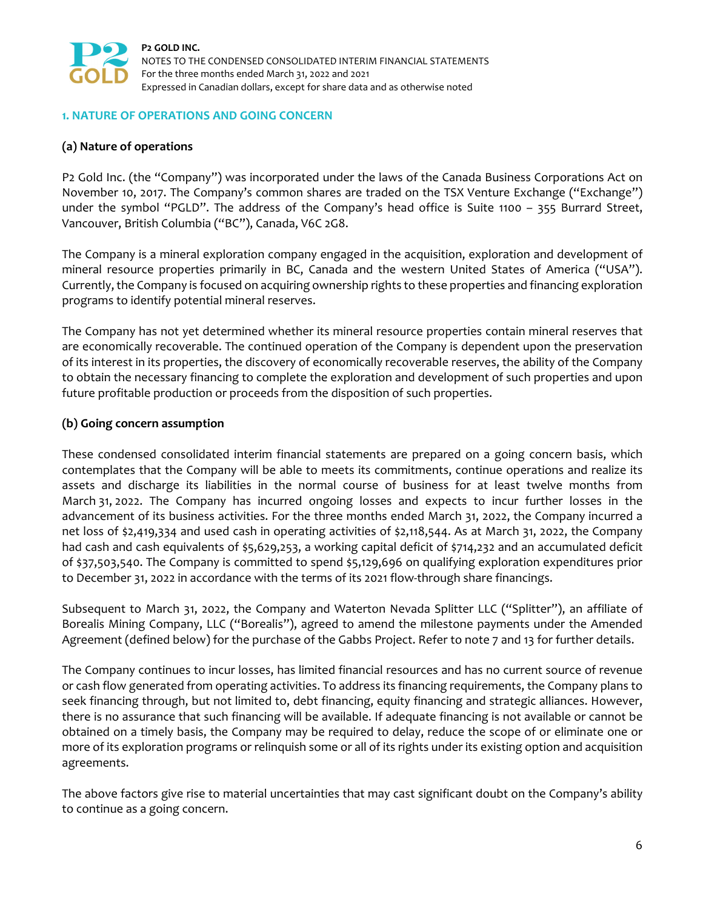## 1. NATURE OF OPERATIONS AND GOING CONCERN

### (a) Nature of operations

P2 Gold Inc. (the "Company") was incorporated under the laws of the Canada Business Corporations Act on November 10, 2017. The Company's common shares are traded on the TSX Venture Exchange ("Exchange") under the symbol "PGLD". The address of the Company's head office is Suite 1100 – 355 Burrard Street, Vancouver, British Columbia ("BC"), Canada, V6C 2G8.

The Company is a mineral exploration company engaged in the acquisition, exploration and development of mineral resource properties primarily in BC, Canada and the western United States of America ("USA"). Currently, the Company is focused on acquiring ownership rights to these properties and financing exploration programs to identify potential mineral reserves.

The Company has not yet determined whether its mineral resource properties contain mineral reserves that are economically recoverable. The continued operation of the Company is dependent upon the preservation of its interest in its properties, the discovery of economically recoverable reserves, the ability of the Company to obtain the necessary financing to complete the exploration and development of such properties and upon future profitable production or proceeds from the disposition of such properties.

### (b) Going concern assumption

These condensed consolidated interim financial statements are prepared on a going concern basis, which contemplates that the Company will be able to meets its commitments, continue operations and realize its assets and discharge its liabilities in the normal course of business for at least twelve months from March 31, 2022. The Company has incurred ongoing losses and expects to incur further losses in the advancement of its business activities. For the three months ended March 31, 2022, the Company incurred a net loss of $2,419,334 and used cash in operating activities of $2,118,544. As at March 31, 2022, the Company had cash and cash equivalents of $5,629,253, a working capital deficit of $714,232 and an accumulated deficit of $37,503,540. The Company is committed to spend $5,129,696 on qualifying exploration expenditures prior to December 31, 2022 in accordance with the terms of its 2021 flow-through share financings.

Subsequent to March 31, 2022, the Company and Waterton Nevada Splitter LLC ("Splitter"), an affiliate of Borealis Mining Company, LLC ("Borealis"), agreed to amend the milestone payments under the Amended Agreement (defined below) for the purchase of the Gabbs Project. Refer to note 7 and 13 for further details.

The Company continues to incur losses, has limited financial resources and has no current source of revenue or cash flow generated from operating activities. To address its financing requirements, the Company plans to seek financing through, but not limited to, debt financing, equity financing and strategic alliances. However, there is no assurance that such financing will be available. If adequate financing is not available or cannot be obtained on a timely basis, the Company may be required to delay, reduce the scope of or eliminate one or more of its exploration programs or relinquish some or all of its rights under its existing option and acquisition agreements.

The above factors give rise to material uncertainties that may cast significant doubt on the Company's ability to continue as a going concern.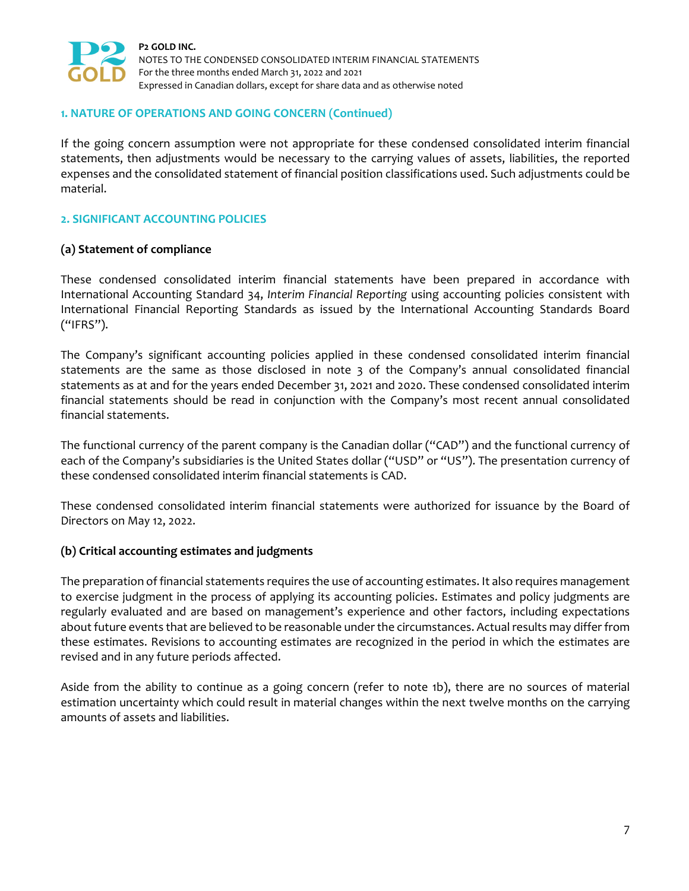## 1. NATURE OF OPERATIONS AND GOING CONCERN (Continued)

If the going concern assumption were not appropriate for these condensed consolidated interim financial statements, then adjustments would be necessary to the carrying values of assets, liabilities, the reported expenses and the consolidated statement of financial position classifications used. Such adjustments could be material.

## 2. SIGNIFICANT ACCOUNTING POLICIES

### (a) Statement of compliance

These condensed consolidated interim financial statements have been prepared in accordance with International Accounting Standard 34, *Interim Financial Reporting* using accounting policies consistent with International Financial Reporting Standards as issued by the International Accounting Standards Board ("IFRS").

The Company's significant accounting policies applied in these condensed consolidated interim financial statements are the same as those disclosed in note 3 of the Company's annual consolidated financial statements as at and for the years ended December 31, 2021 and 2020. These condensed consolidated interim financial statements should be read in conjunction with the Company's most recent annual consolidated financial statements.

The functional currency of the parent company is the Canadian dollar ("CAD") and the functional currency of each of the Company's subsidiaries is the United States dollar ("USD" or "US"). The presentation currency of these condensed consolidated interim financial statements is CAD.

These condensed consolidated interim financial statements were authorized for issuance by the Board of Directors on May 12, 2022.

### (b) Critical accounting estimates and judgments

The preparation of financial statements requires the use of accounting estimates. It also requires management to exercise judgment in the process of applying its accounting policies. Estimates and policy judgments are regularly evaluated and are based on management's experience and other factors, including expectations about future events that are believed to be reasonable under the circumstances. Actual results may differ from these estimates. Revisions to accounting estimates are recognized in the period in which the estimates are revised and in any future periods affected.

Aside from the ability to continue as a going concern (refer to note 1b), there are no sources of material estimation uncertainty which could result in material changes within the next twelve months on the carrying amounts of assets and liabilities.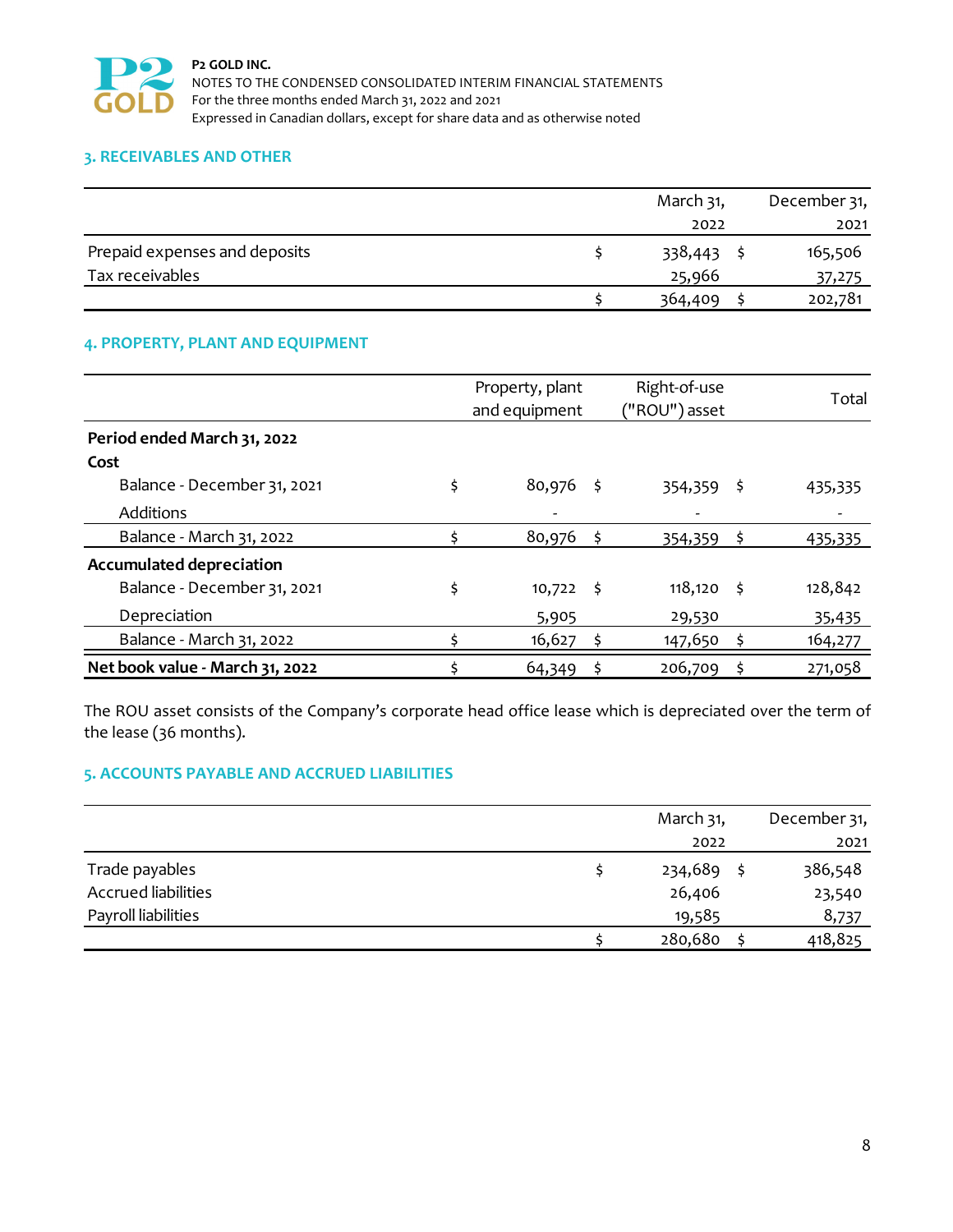## 3. RECEIVABLES AND OTHER

| | March 31, 2022 | December 31, 2021 |
|---|---|---|
| Prepaid expenses and deposits | $ 338,443 | $ 165,506 |
| Tax receivables | 25,966 | 37,275 |
| | $ 364,409 | $ 202,781 |

## 4. PROPERTY, PLANT AND EQUIPMENT

| | Property, plant and equipment | Right-of-use ("ROU") asset | Total |
|---|---|---|---|
| **Period ended March 31, 2022** | | | |
| **Cost** | | | |
| Balance - December 31, 2021 | $ 80,976 | $ 354,359 | $ 435,335 |
| Additions | - | - | - |
| Balance - March 31, 2022 | $ 80,976 | $ 354,359 | $ 435,335 |
| **Accumulated depreciation** | | | |
| Balance - December 31, 2021 | $ 10,722 | $ 118,120 | $ 128,842 |
| Depreciation | 5,905 | 29,530 | 35,435 |
| Balance - March 31, 2022 | $ 16,627 | $ 147,650 | $ 164,277 |
| **Net book value - March 31, 2022** | $ 64,349 | $ 206,709 | $ 271,058 |

The ROU asset consists of the Company's corporate head office lease which is depreciated over the term of the lease (36 months).

## 5. ACCOUNTS PAYABLE AND ACCRUED LIABILITIES

| | March 31, 2022 | December 31, 2021 |
|---|---|---|
| Trade payables | $ 234,689 | $ 386,548 |
| Accrued liabilities | 26,406 | 23,540 |
| Payroll liabilities | 19,585 | 8,737 |
| | $ 280,680 | $ 418,825 |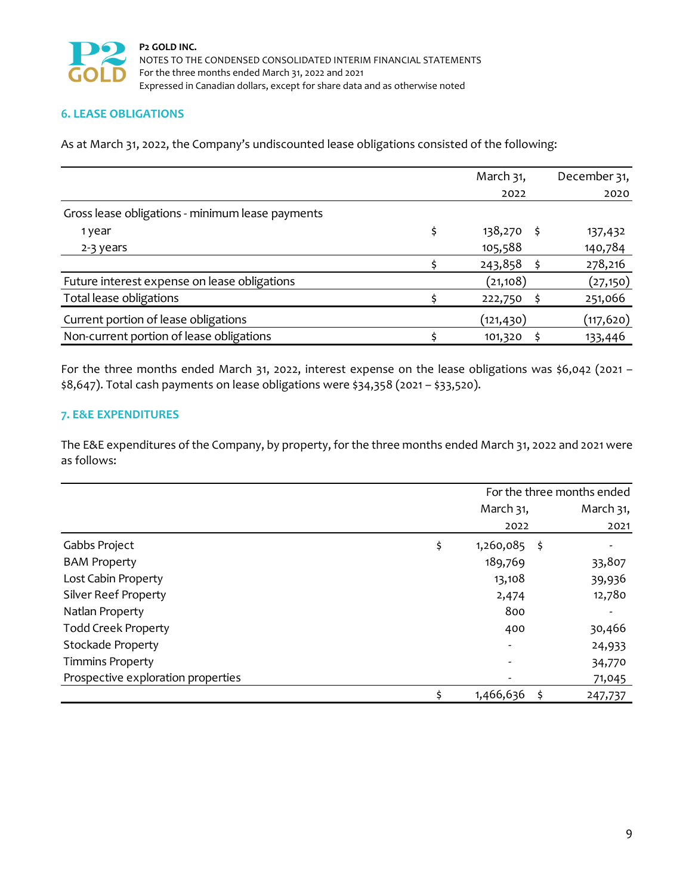## 6. LEASE OBLIGATIONS

As at March 31, 2022, the Company's undiscounted lease obligations consisted of the following:

| | March 31, 2022 | December 31, 2020 |
|---|---|---|
| Gross lease obligations - minimum lease payments | | |
| 1 year | $ 138,270 | $ 137,432 |
| 2-3 years | 105,588 | 140,784 |
| | $ 243,858 | $ 278,216 |
| Future interest expense on lease obligations | (21,108) | (27,150) |
| Total lease obligations | $ 222,750 | $ 251,066 |
| Current portion of lease obligations | (121,430) | (117,620) |
| Non-current portion of lease obligations | $ 101,320 | $ 133,446 |

For the three months ended March 31, 2022, interest expense on the lease obligations was $6,042 (2021 – $8,647). Total cash payments on lease obligations were $34,358 (2021 – $33,520).

## 7. E&E EXPENDITURES

The E&E expenditures of the Company, by property, for the three months ended March 31, 2022 and 2021 were as follows:

| | For the three months ended | |
|---|---|---|
| | March 31, 2022 | March 31, 2021 |
| Gabbs Project | $ 1,260,085 | $ - |
| BAM Property | 189,769 | 33,807 |
| Lost Cabin Property | 13,108 | 39,936 |
| Silver Reef Property | 2,474 | 12,780 |
| Natlan Property | 800 | - |
| Todd Creek Property | 400 | 30,466 |
| Stockade Property | - | 24,933 |
| Timmins Property | - | 34,770 |
| Prospective exploration properties | - | 71,045 |
| | $ 1,466,636 | $ 247,737 |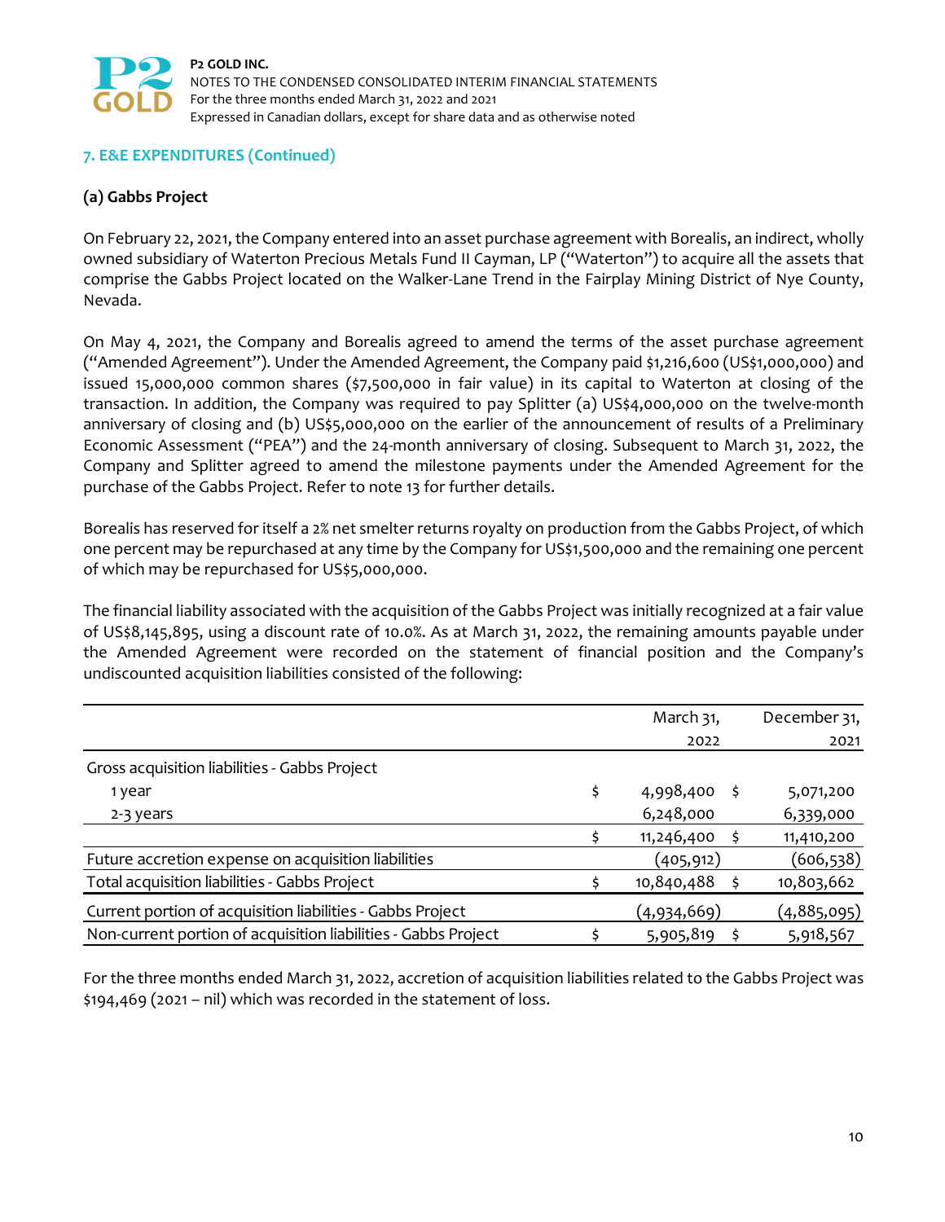## 7. E&E EXPENDITURES (Continued)

### (a) Gabbs Project

On February 22, 2021, the Company entered into an asset purchase agreement with Borealis, an indirect, wholly owned subsidiary of Waterton Precious Metals Fund II Cayman, LP ("Waterton") to acquire all the assets that comprise the Gabbs Project located on the Walker-Lane Trend in the Fairplay Mining District of Nye County, Nevada.

On May 4, 2021, the Company and Borealis agreed to amend the terms of the asset purchase agreement ("Amended Agreement"). Under the Amended Agreement, the Company paid $1,216,600 (US$1,000,000) and issued 15,000,000 common shares ($7,500,000 in fair value) in its capital to Waterton at closing of the transaction. In addition, the Company was required to pay Splitter (a) US$4,000,000 on the twelve-month anniversary of closing and (b) US$5,000,000 on the earlier of the announcement of results of a Preliminary Economic Assessment ("PEA") and the 24-month anniversary of closing. Subsequent to March 31, 2022, the Company and Splitter agreed to amend the milestone payments under the Amended Agreement for the purchase of the Gabbs Project. Refer to note 13 for further details.

Borealis has reserved for itself a 2% net smelter returns royalty on production from the Gabbs Project, of which one percent may be repurchased at any time by the Company for US$1,500,000 and the remaining one percent of which may be repurchased for US$5,000,000.

The financial liability associated with the acquisition of the Gabbs Project was initially recognized at a fair value of US$8,145,895, using a discount rate of 10.0%. As at March 31, 2022, the remaining amounts payable under the Amended Agreement were recorded on the statement of financial position and the Company's undiscounted acquisition liabilities consisted of the following:

| | March 31, 2022 | December 31, 2021 |
|---|---|---|
| Gross acquisition liabilities - Gabbs Project | | |
| 1 year | $ 4,998,400 | $ 5,071,200 |
| 2-3 years | 6,248,000 | 6,339,000 |
| | $ 11,246,400 | $ 11,410,200 |
| Future accretion expense on acquisition liabilities | (405,912) | (606,538) |
| Total acquisition liabilities - Gabbs Project | $ 10,840,488 | $ 10,803,662 |
| Current portion of acquisition liabilities - Gabbs Project | (4,934,669) | (4,885,095) |
| Non-current portion of acquisition liabilities - Gabbs Project | $ 5,905,819 | $ 5,918,567 |

For the three months ended March 31, 2022, accretion of acquisition liabilities related to the Gabbs Project was $194,469 (2021 – nil) which was recorded in the statement of loss.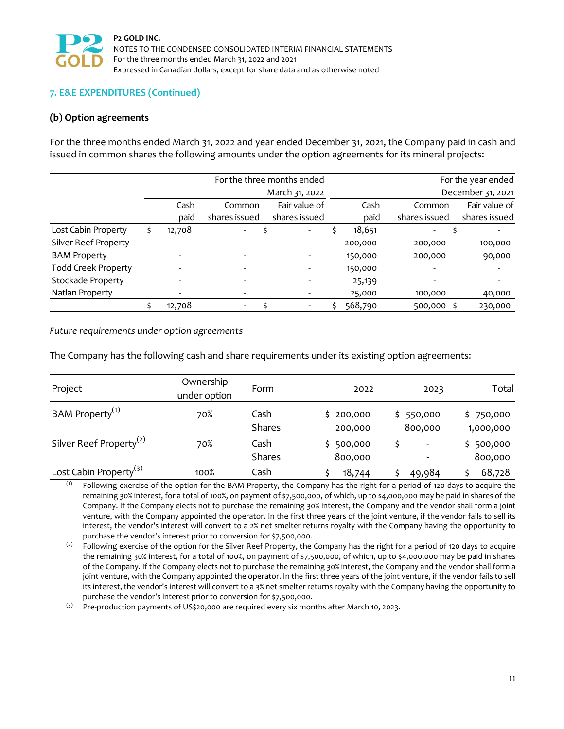## 7. E&E EXPENDITURES (Continued)

### (b) Option agreements

For the three months ended March 31, 2022 and year ended December 31, 2021, the Company paid in cash and issued in common shares the following amounts under the option agreements for its mineral projects:

| | For the three months ended March 31, 2022 | | | For the year ended December 31, 2021 | | |
|---|---|---|---|---|---|---|
| | Cash paid | Common shares issued | Fair value of shares issued | Cash paid | Common shares issued | Fair value of shares issued |
| Lost Cabin Property | $ 12,708 | - | $ - | $ 18,651 | - | $ - |
| Silver Reef Property | - | - | - | 200,000 | 200,000 | 100,000 |
| BAM Property | - | - | - | 150,000 | 200,000 | 90,000 |
| Todd Creek Property | - | - | - | 150,000 | - | - |
| Stockade Property | - | - | - | 25,139 | - | - |
| Natlan Property | - | - | - | 25,000 | 100,000 | 40,000 |
| | $ 12,708 | - | $ - | $ 568,790 | 500,000 | $ 230,000 |

*Future requirements under option agreements*

The Company has the following cash and share requirements under its existing option agreements:

| Project | Ownership under option | Form | 2022 | 2023 | Total |
|---|---|---|---|---|---|
| BAM Property[(1)] | 70% | Cash | $ 200,000 | $ 550,000 | $ 750,000 |
| | | Shares | 200,000 | 800,000 | 1,000,000 |
| Silver Reef Property[(2)] | 70% | Cash | $ 500,000 | $ - | $ 500,000 |
| | | Shares | 800,000 | - | 800,000 |
| Lost Cabin Property[(3)] | 100% | Cash | $ 18,744 | $ 49,984 | $ 68,728 |

(1) Following exercise of the option for the BAM Property, the Company has the right for a period of 120 days to acquire the remaining 30% interest, for a total of 100%, on payment of $7,500,000, of which, up to $4,000,000 may be paid in shares of the Company. If the Company elects not to purchase the remaining 30% interest, the Company and the vendor shall form a joint venture, with the Company appointed the operator. In the first three years of the joint venture, if the vendor fails to sell its interest, the vendor's interest will convert to a 2% net smelter returns royalty with the Company having the opportunity to purchase the vendor's interest prior to conversion for $7,500,000.

(2) Following exercise of the option for the Silver Reef Property, the Company has the right for a period of 120 days to acquire the remaining 30% interest, for a total of 100%, on payment of $7,500,000, of which, up to $4,000,000 may be paid in shares of the Company. If the Company elects not to purchase the remaining 30% interest, the Company and the vendor shall form a joint venture, with the Company appointed the operator. In the first three years of the joint venture, if the vendor fails to sell its interest, the vendor's interest will convert to a 3% net smelter returns royalty with the Company having the opportunity to purchase the vendor's interest prior to conversion for $7,500,000.

(3) Pre-production payments of US$20,000 are required every six months after March 10, 2023.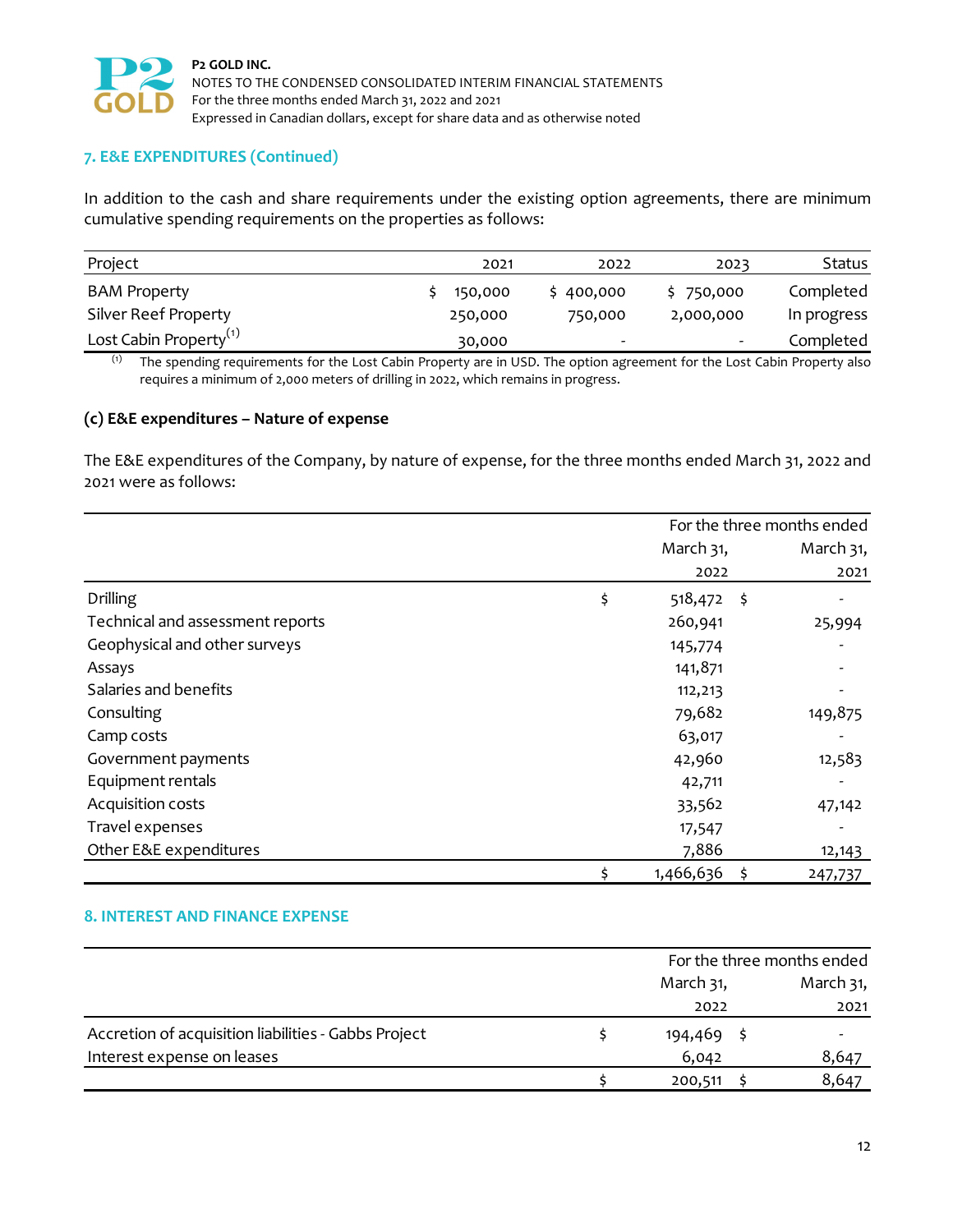## 7. E&E EXPENDITURES (Continued)

In addition to the cash and share requirements under the existing option agreements, there are minimum cumulative spending requirements on the properties as follows:

| Project | 2021 | 2022 | 2023 | Status |
|---|---|---|---|---|
| BAM Property | $ 150,000 | $ 400,000 | $ 750,000 | Completed |
| Silver Reef Property | 250,000 | 750,000 | 2,000,000 | In progress |
| Lost Cabin Property[(1)] | 30,000 | - | - | Completed |

(1) The spending requirements for the Lost Cabin Property are in USD. The option agreement for the Lost Cabin Property also requires a minimum of 2,000 meters of drilling in 2022, which remains in progress.

### (c) E&E expenditures – Nature of expense

The E&E expenditures of the Company, by nature of expense, for the three months ended March 31, 2022 and 2021 were as follows:

| | For the three months ended | |
|---|---|---|
| | March 31, 2022 | March 31, 2021 |
| Drilling | $ 518,472 | $ - |
| Technical and assessment reports | 260,941 | 25,994 |
| Geophysical and other surveys | 145,774 | - |
| Assays | 141,871 | - |
| Salaries and benefits | 112,213 | - |
| Consulting | 79,682 | 149,875 |
| Camp costs | 63,017 | - |
| Government payments | 42,960 | 12,583 |
| Equipment rentals | 42,711 | - |
| Acquisition costs | 33,562 | 47,142 |
| Travel expenses | 17,547 | - |
| Other E&E expenditures | 7,886 | 12,143 |
| | $ 1,466,636 | $ 247,737 |

## 8. INTEREST AND FINANCE EXPENSE

| | For the three months ended | |
|---|---|---|
| | March 31, 2022 | March 31, 2021 |
| Accretion of acquisition liabilities - Gabbs Project | $ 194,469 | $ - |
| Interest expense on leases | 6,042 | 8,647 |
| | $ 200,511 | $ 8,647 |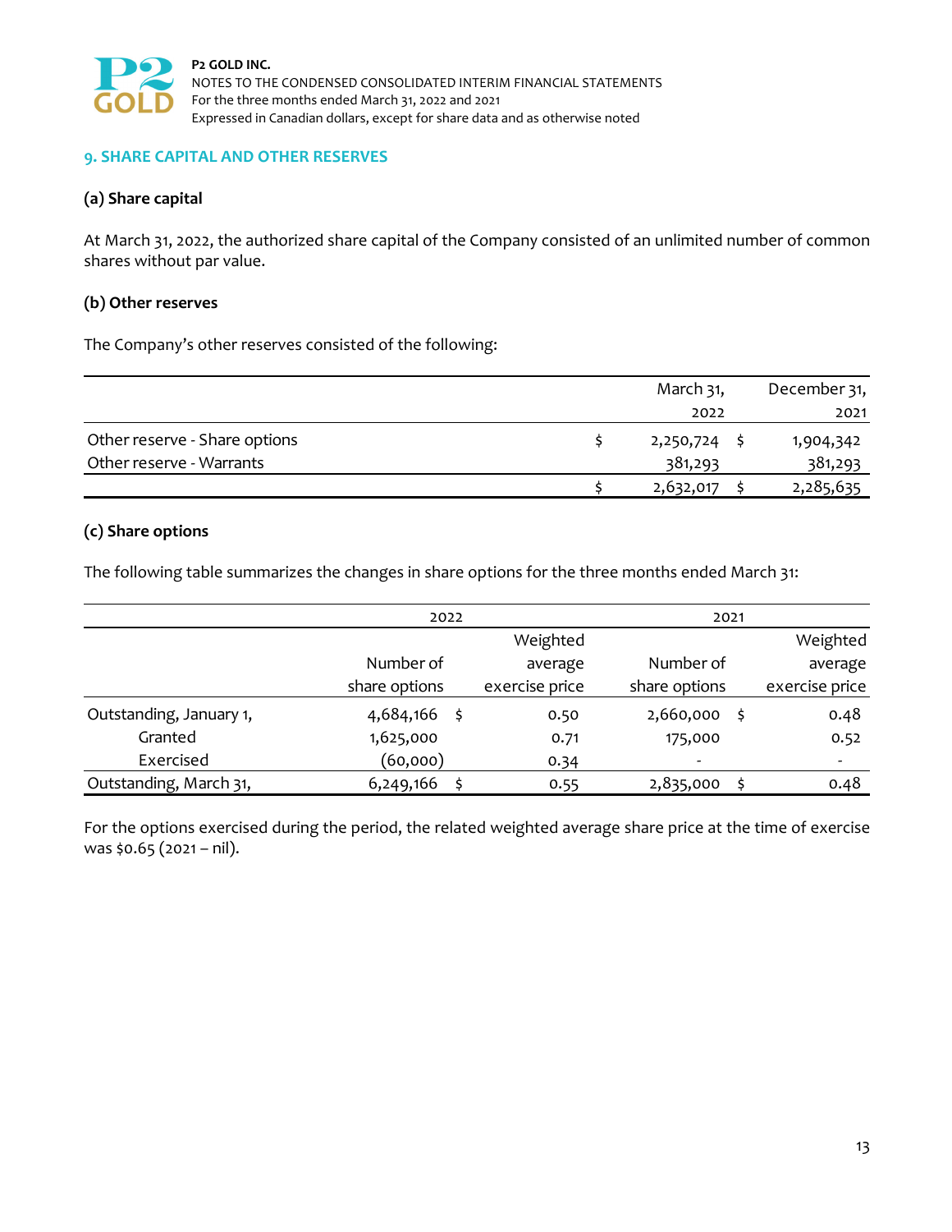## 9. SHARE CAPITAL AND OTHER RESERVES

### (a) Share capital

At March 31, 2022, the authorized share capital of the Company consisted of an unlimited number of common shares without par value.

### (b) Other reserves

The Company's other reserves consisted of the following:

| | March 31, 2022 | December 31, 2021 |
|---|---|---|
| Other reserve - Share options | $ 2,250,724 | $ 1,904,342 |
| Other reserve - Warrants | 381,293 | 381,293 |
| | $ 2,632,017 | $ 2,285,635 |

### (c) Share options

The following table summarizes the changes in share options for the three months ended March 31:

| | 2022 | | 2021 | |
|---|---|---|---|---|
| | Number of share options | Weighted average exercise price | Number of share options | Weighted average exercise price |
| Outstanding, January 1, | 4,684,166 | $ 0.50 | 2,660,000 | $ 0.48 |
| Granted | 1,625,000 | 0.71 | 175,000 | 0.52 |
| Exercised | (60,000) | 0.34 | - | - |
| Outstanding, March 31, | 6,249,166 | $ 0.55 | 2,835,000 | $ 0.48 |

For the options exercised during the period, the related weighted average share price at the time of exercise was $0.65 (2021 – nil).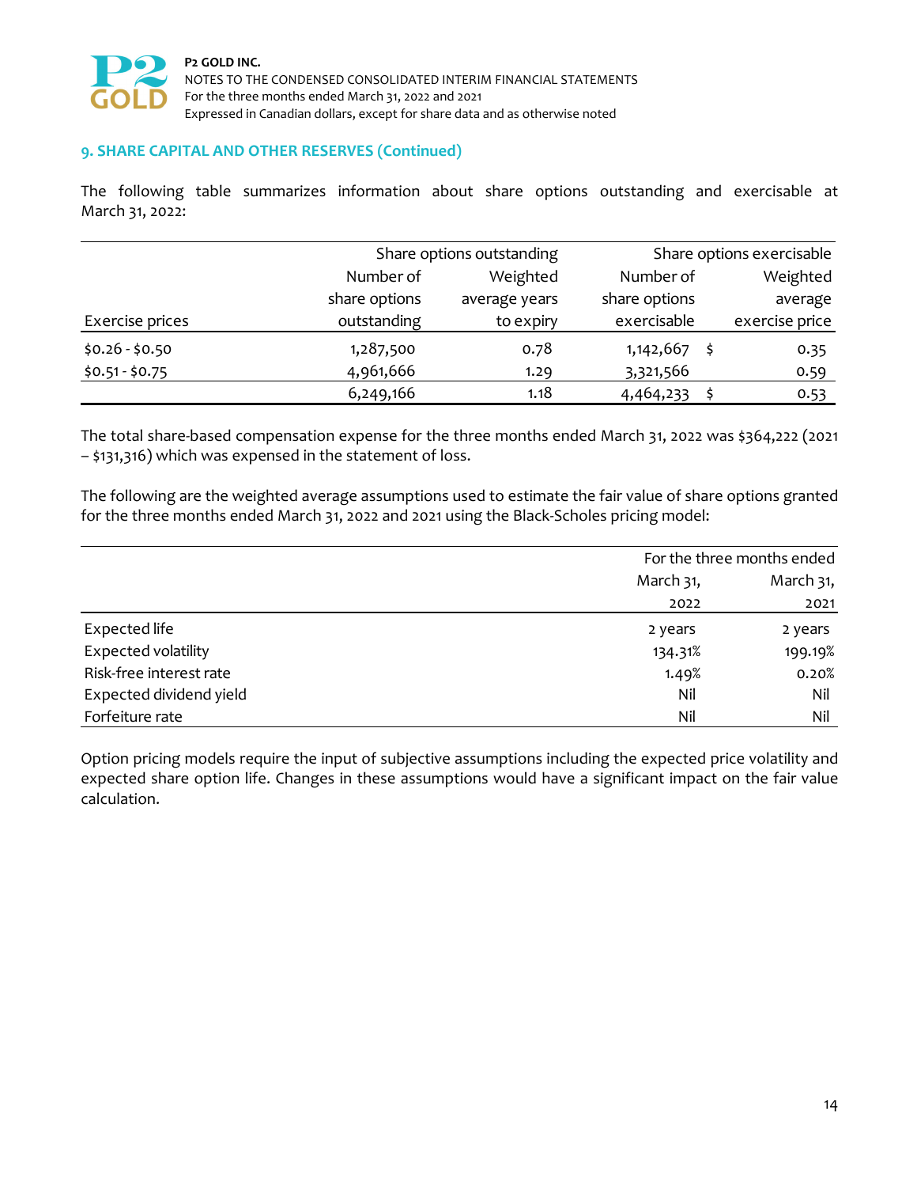## 9. SHARE CAPITAL AND OTHER RESERVES (Continued)

The following table summarizes information about share options outstanding and exercisable at March 31, 2022:

| | Share options outstanding | | Share options exercisable | |
|---|---|---|---|---|
| Exercise prices | Number of share options outstanding | Weighted average years to expiry | Number of share options exercisable | Weighted average exercise price |
| $0.26 - $0.50 | 1,287,500 | 0.78 | 1,142,667 | $ 0.35 |
| $0.51 - $0.75 | 4,961,666 | 1.29 | 3,321,566 | 0.59 |
| | 6,249,166 | 1.18 | 4,464,233 | $ 0.53 |

The total share-based compensation expense for the three months ended March 31, 2022 was $364,222 (2021 – $131,316) which was expensed in the statement of loss.

The following are the weighted average assumptions used to estimate the fair value of share options granted for the three months ended March 31, 2022 and 2021 using the Black-Scholes pricing model:

| | For the three months ended | |
|---|---|---|
| | March 31, 2022 | March 31, 2021 |
| Expected life | 2 years | 2 years |
| Expected volatility | 134.31% | 199.19% |
| Risk-free interest rate | 1.49% | 0.20% |
| Expected dividend yield | Nil | Nil |
| Forfeiture rate | Nil | Nil |

Option pricing models require the input of subjective assumptions including the expected price volatility and expected share option life. Changes in these assumptions would have a significant impact on the fair value calculation.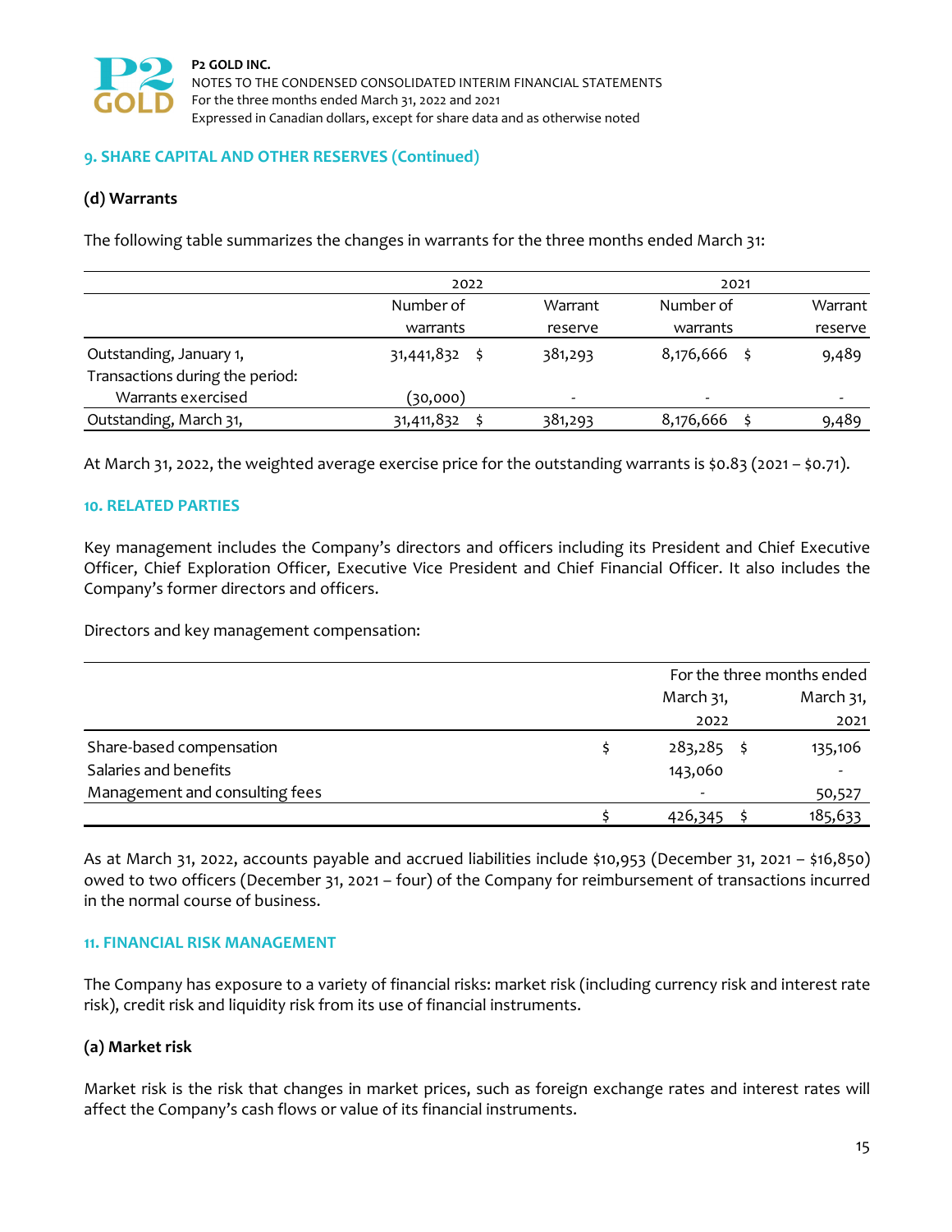## 9. SHARE CAPITAL AND OTHER RESERVES (Continued)

### (d) Warrants

The following table summarizes the changes in warrants for the three months ended March 31:

| | 2022 | | 2021 | |
|---|---|---|---|---|
| | Number of warrants | Warrant reserve | Number of warrants | Warrant reserve |
| Outstanding, January 1, | 31,441,832 | $ 381,293 | 8,176,666 | $ 9,489 |
| Transactions during the period: | | | | |
| Warrants exercised | (30,000) | - | - | - |
| Outstanding, March 31, | 31,411,832 | $ 381,293 | 8,176,666 | $ 9,489 |

At March 31, 2022, the weighted average exercise price for the outstanding warrants is $0.83 (2021 – $0.71).

## 10. RELATED PARTIES

Key management includes the Company's directors and officers including its President and Chief Executive Officer, Chief Exploration Officer, Executive Vice President and Chief Financial Officer. It also includes the Company's former directors and officers.

Directors and key management compensation:

| | For the three months ended March 31, 2022 | March 31, 2021 |
|---|---|---|
| Share-based compensation | $ 283,285 | $ 135,106 |
| Salaries and benefits | 143,060 | - |
| Management and consulting fees | - | 50,527 |
| | $ 426,345 | $ 185,633 |

As at March 31, 2022, accounts payable and accrued liabilities include $10,953 (December 31, 2021 – $16,850) owed to two officers (December 31, 2021 – four) of the Company for reimbursement of transactions incurred in the normal course of business.

## 11. FINANCIAL RISK MANAGEMENT

The Company has exposure to a variety of financial risks: market risk (including currency risk and interest rate risk), credit risk and liquidity risk from its use of financial instruments.

### (a) Market risk

Market risk is the risk that changes in market prices, such as foreign exchange rates and interest rates will affect the Company's cash flows or value of its financial instruments.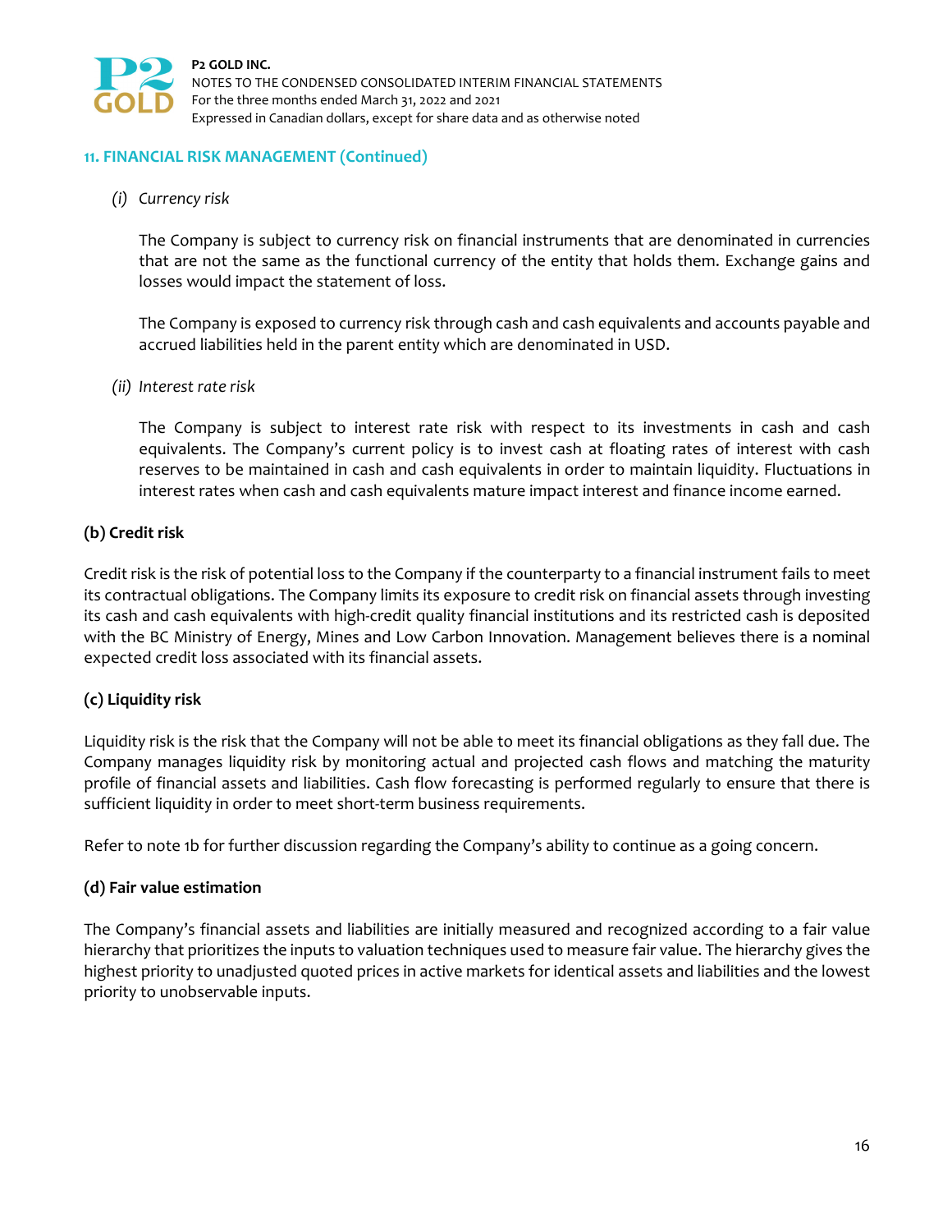## 11. FINANCIAL RISK MANAGEMENT (Continued)

*(i) Currency risk*

The Company is subject to currency risk on financial instruments that are denominated in currencies that are not the same as the functional currency of the entity that holds them. Exchange gains and losses would impact the statement of loss.

The Company is exposed to currency risk through cash and cash equivalents and accounts payable and accrued liabilities held in the parent entity which are denominated in USD.

*(ii) Interest rate risk*

The Company is subject to interest rate risk with respect to its investments in cash and cash equivalents. The Company's current policy is to invest cash at floating rates of interest with cash reserves to be maintained in cash and cash equivalents in order to maintain liquidity. Fluctuations in interest rates when cash and cash equivalents mature impact interest and finance income earned.

### (b) Credit risk

Credit risk is the risk of potential loss to the Company if the counterparty to a financial instrument fails to meet its contractual obligations. The Company limits its exposure to credit risk on financial assets through investing its cash and cash equivalents with high-credit quality financial institutions and its restricted cash is deposited with the BC Ministry of Energy, Mines and Low Carbon Innovation. Management believes there is a nominal expected credit loss associated with its financial assets.

### (c) Liquidity risk

Liquidity risk is the risk that the Company will not be able to meet its financial obligations as they fall due. The Company manages liquidity risk by monitoring actual and projected cash flows and matching the maturity profile of financial assets and liabilities. Cash flow forecasting is performed regularly to ensure that there is sufficient liquidity in order to meet short-term business requirements.

Refer to note 1b for further discussion regarding the Company's ability to continue as a going concern.

### (d) Fair value estimation

The Company's financial assets and liabilities are initially measured and recognized according to a fair value hierarchy that prioritizes the inputs to valuation techniques used to measure fair value. The hierarchy gives the highest priority to unadjusted quoted prices in active markets for identical assets and liabilities and the lowest priority to unobservable inputs.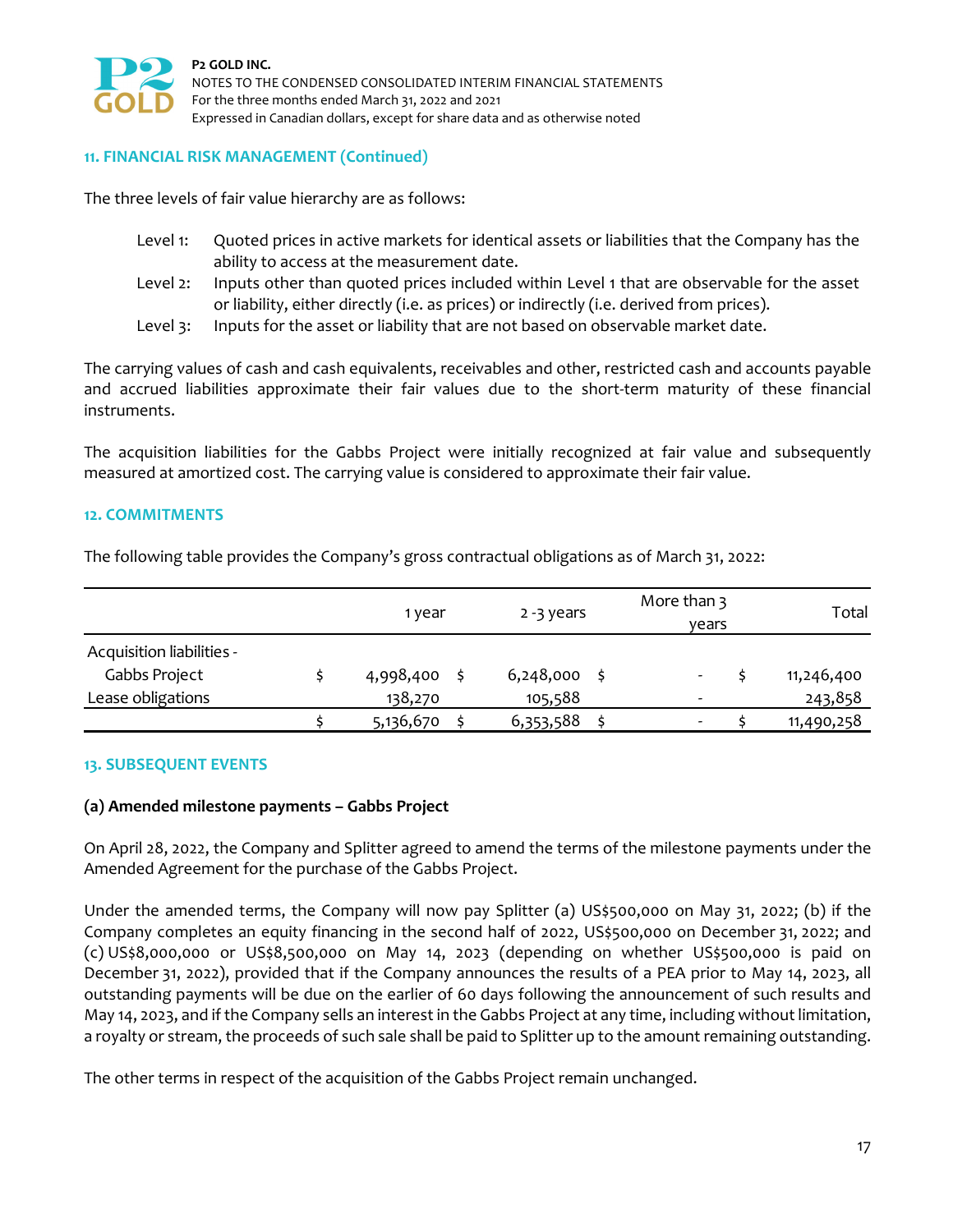## 11. FINANCIAL RISK MANAGEMENT (Continued)

The three levels of fair value hierarchy are as follows:

- Level 1: Quoted prices in active markets for identical assets or liabilities that the Company has the ability to access at the measurement date.
- Level 2: Inputs other than quoted prices included within Level 1 that are observable for the asset or liability, either directly (i.e. as prices) or indirectly (i.e. derived from prices).
- Level 3: Inputs for the asset or liability that are not based on observable market date.

The carrying values of cash and cash equivalents, receivables and other, restricted cash and accounts payable and accrued liabilities approximate their fair values due to the short-term maturity of these financial instruments.

The acquisition liabilities for the Gabbs Project were initially recognized at fair value and subsequently measured at amortized cost. The carrying value is considered to approximate their fair value.

## 12. COMMITMENTS

The following table provides the Company's gross contractual obligations as of March 31, 2022:

| | 1 year | 2 -3 years | More than 3 years | Total |
|---|---|---|---|---|
| Acquisition liabilities - Gabbs Project | $ 4,998,400 | $ 6,248,000 | $ - | $ 11,246,400 |
| Lease obligations | 138,270 | 105,588 | - | 243,858 |
| | $ 5,136,670 | $ 6,353,588 | $ - | $ 11,490,258 |

## 13. SUBSEQUENT EVENTS

**(a) Amended milestone payments – Gabbs Project**

On April 28, 2022, the Company and Splitter agreed to amend the terms of the milestone payments under the Amended Agreement for the purchase of the Gabbs Project.

Under the amended terms, the Company will now pay Splitter (a) US$500,000 on May 31, 2022; (b) if the Company completes an equity financing in the second half of 2022, US$500,000 on December 31, 2022; and (c) US$8,000,000 or US$8,500,000 on May 14, 2023 (depending on whether US$500,000 is paid on December 31, 2022), provided that if the Company announces the results of a PEA prior to May 14, 2023, all outstanding payments will be due on the earlier of 60 days following the announcement of such results and May 14, 2023, and if the Company sells an interest in the Gabbs Project at any time, including without limitation, a royalty or stream, the proceeds of such sale shall be paid to Splitter up to the amount remaining outstanding.

The other terms in respect of the acquisition of the Gabbs Project remain unchanged.